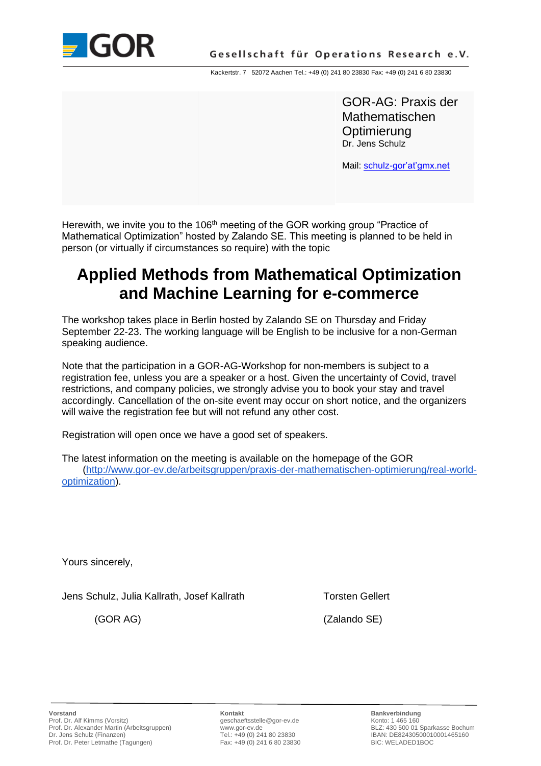GOR

Gesellschaft für Operations Research e.V.

Kackertstr. 7   52072 Aachen Tel.: +49 (0) 241 80 23830 Fax: +49 (0) 241 6 80 23830

GOR-AG: Praxis der Mathematischen Optimierung
Dr. Jens Schulz

Mail: schulz-gor'at'gmx.net

Herewith, we invite you to the 106th meeting of the GOR working group "Practice of Mathematical Optimization" hosted by Zalando SE. This meeting is planned to be held in person (or virtually if circumstances so require) with the topic

# Applied Methods from Mathematical Optimization and Machine Learning for e-commerce

The workshop takes place in Berlin hosted by Zalando SE on Thursday and Friday September 22-23. The working language will be English to be inclusive for a non-German speaking audience.

Note that the participation in a GOR-AG-Workshop for non-members is subject to a registration fee, unless you are a speaker or a host. Given the uncertainty of Covid, travel restrictions, and company policies, we strongly advise you to book your stay and travel accordingly. Cancellation of the on-site event may occur on short notice, and the organizers will waive the registration fee but will not refund any other cost.

Registration will open once we have a good set of speakers.

The latest information on the meeting is available on the homepage of the GOR (http://www.gor-ev.de/arbeitsgruppen/praxis-der-mathematischen-optimierung/real-world-optimization).

Yours sincerely,

Jens Schulz, Julia Kallrath, Josef Kallrath
(GOR AG)

Torsten Gellert
(Zalando SE)

**Vorstand**
Prof. Dr. Alf Kimms (Vorsitz)
Prof. Dr. Alexander Martin (Arbeitsgruppen)
Dr. Jens Schulz (Finanzen)
Prof. Dr. Peter Letmathe (Tagungen)

**Kontakt**
geschaeftsstelle@gor-ev.de
www.gor-ev.de
Tel.: +49 (0) 241 80 23830
Fax: +49 (0) 241 6 80 23830

**Bankverbindung**
Konto: 1 465 160
BLZ: 430 500 01 Sparkasse Bochum
IBAN: DE82430500010001465160
BIC: WELADED1BOC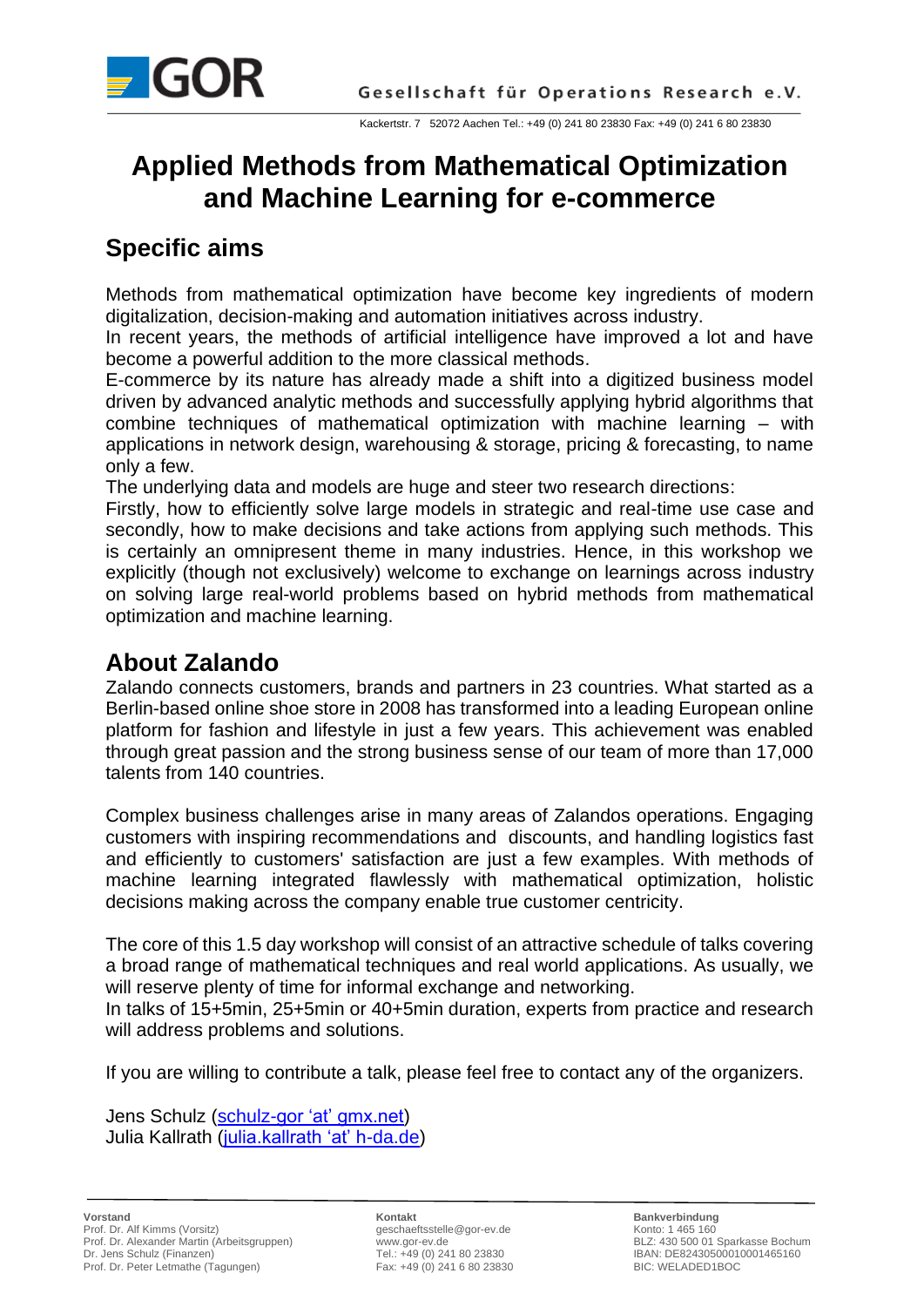# Applied Methods from Mathematical Optimization and Machine Learning for e-commerce

## Specific aims

Methods from mathematical optimization have become key ingredients of modern digitalization, decision-making and automation initiatives across industry.
In recent years, the methods of artificial intelligence have improved a lot and have become a powerful addition to the more classical methods.
E-commerce by its nature has already made a shift into a digitized business model driven by advanced analytic methods and successfully applying hybrid algorithms that combine techniques of mathematical optimization with machine learning – with applications in network design, warehousing & storage, pricing & forecasting, to name only a few.
The underlying data and models are huge and steer two research directions:
Firstly, how to efficiently solve large models in strategic and real-time use case and secondly, how to make decisions and take actions from applying such methods. This is certainly an omnipresent theme in many industries. Hence, in this workshop we explicitly (though not exclusively) welcome to exchange on learnings across industry on solving large real-world problems based on hybrid methods from mathematical optimization and machine learning.

## About Zalando

Zalando connects customers, brands and partners in 23 countries. What started as a Berlin-based online shoe store in 2008 has transformed into a leading European online platform for fashion and lifestyle in just a few years. This achievement was enabled through great passion and the strong business sense of our team of more than 17,000 talents from 140 countries.

Complex business challenges arise in many areas of Zalandos operations. Engaging customers with inspiring recommendations and discounts, and handling logistics fast and efficiently to customers' satisfaction are just a few examples. With methods of machine learning integrated flawlessly with mathematical optimization, holistic decisions making across the company enable true customer centricity.

The core of this 1.5 day workshop will consist of an attractive schedule of talks covering a broad range of mathematical techniques and real world applications. As usually, we will reserve plenty of time for informal exchange and networking.
In talks of 15+5min, 25+5min or 40+5min duration, experts from practice and research will address problems and solutions.

If you are willing to contribute a talk, please feel free to contact any of the organizers.

Jens Schulz (schulz-gor 'at' gmx.net)
Julia Kallrath (julia.kallrath 'at' h-da.de)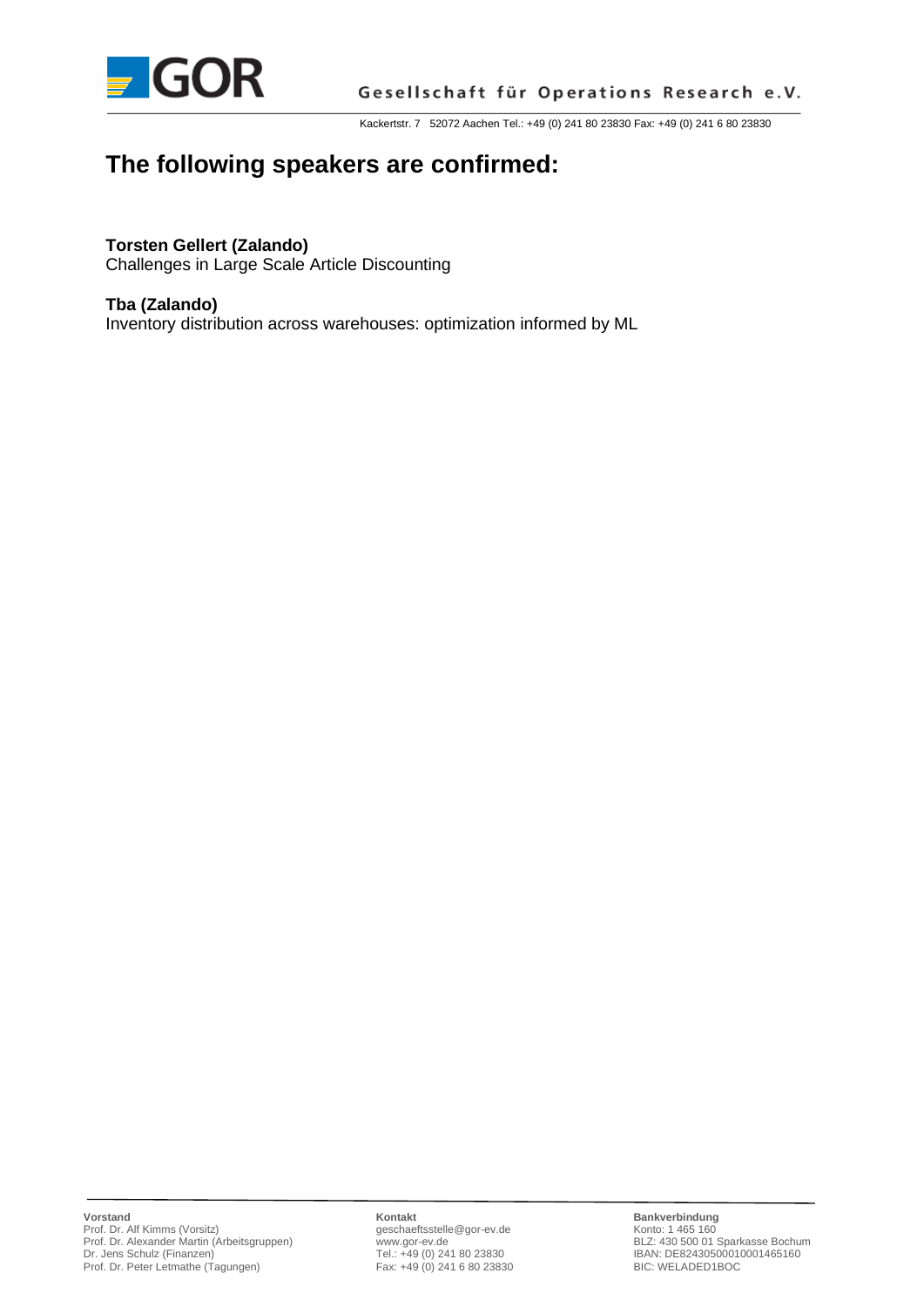# The following speakers are confirmed:

**Torsten Gellert (Zalando)**
Challenges in Large Scale Article Discounting

**Tba (Zalando)**
Inventory distribution across warehouses: optimization informed by ML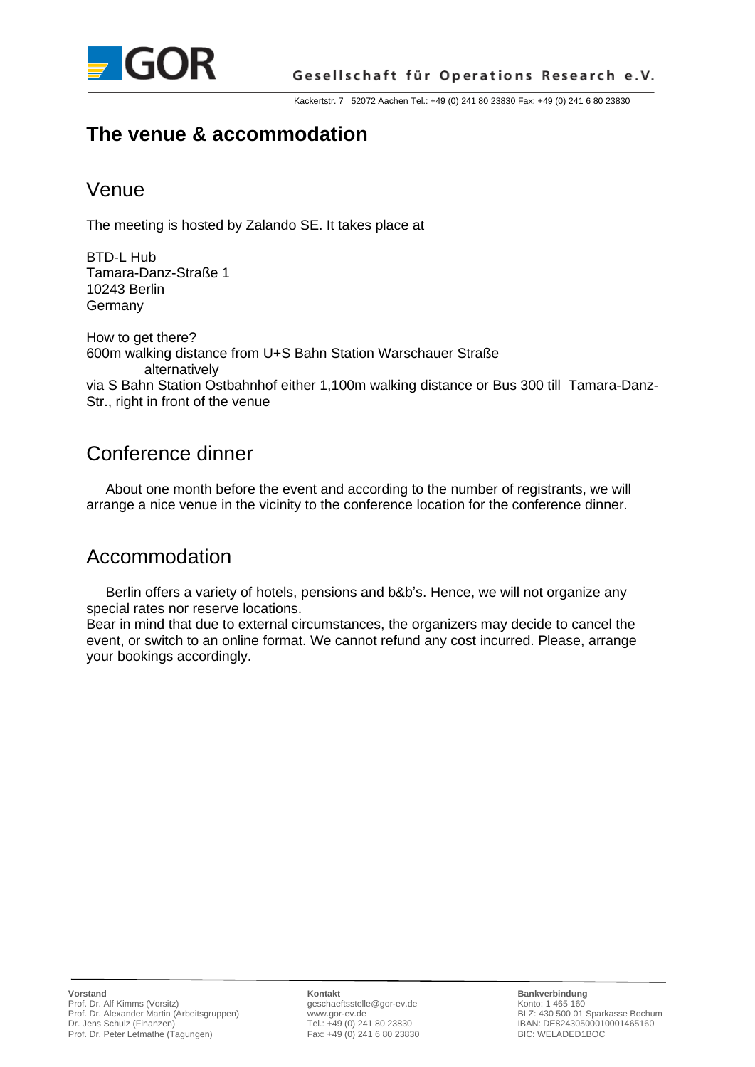# The venue & accommodation

## Venue

The meeting is hosted by Zalando SE. It takes place at

BTD-L Hub
Tamara-Danz-Straße 1
10243 Berlin
Germany

How to get there?
600m walking distance from U+S Bahn Station Warschauer Straße
alternatively
via S Bahn Station Ostbahnhof either 1,100m walking distance or Bus 300 till Tamara-Danz-Str., right in front of the venue

## Conference dinner

About one month before the event and according to the number of registrants, we will arrange a nice venue in the vicinity to the conference location for the conference dinner.

## Accommodation

Berlin offers a variety of hotels, pensions and b&b's. Hence, we will not organize any special rates nor reserve locations.
Bear in mind that due to external circumstances, the organizers may decide to cancel the event, or switch to an online format. We cannot refund any cost incurred. Please, arrange your bookings accordingly.